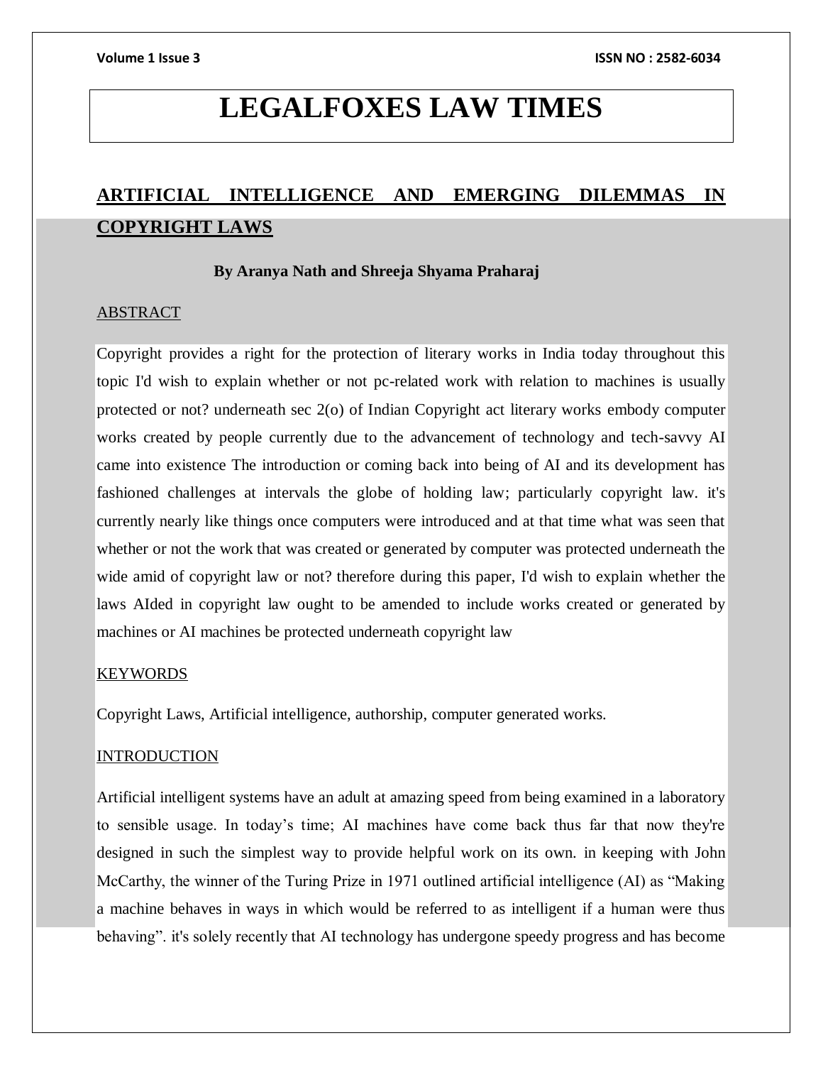# LEGALFOXES LAW TIMES

## ARTIFICIAL INTELLIGENCE AND EMERGING DILEMMAS IN COPYRIGHT LAWS

**By Aranya Nath and Shreeja Shyama Praharaj**

### ABSTRACT

Copyright provides a right for the protection of literary works in India today throughout this topic I'd wish to explain whether or not pc-related work with relation to machines is usually protected or not? underneath sec 2(o) of Indian Copyright act literary works embody computer works created by people currently due to the advancement of technology and tech-savvy AI came into existence The introduction or coming back into being of AI and its development has fashioned challenges at intervals the globe of holding law; particularly copyright law. it's currently nearly like things once computers were introduced and at that time what was seen that whether or not the work that was created or generated by computer was protected underneath the wide amid of copyright law or not? therefore during this paper, I'd wish to explain whether the laws AIded in copyright law ought to be amended to include works created or generated by machines or AI machines be protected underneath copyright law

### KEYWORDS

Copyright Laws, Artificial intelligence, authorship, computer generated works.

### INTRODUCTION

Artificial intelligent systems have an adult at amazing speed from being examined in a laboratory to sensible usage. In today's time; AI machines have come back thus far that now they're designed in such the simplest way to provide helpful work on its own. in keeping with John McCarthy, the winner of the Turing Prize in 1971 outlined artificial intelligence (AI) as "Making a machine behaves in ways in which would be referred to as intelligent if a human were thus behaving". it's solely recently that AI technology has undergone speedy progress and has become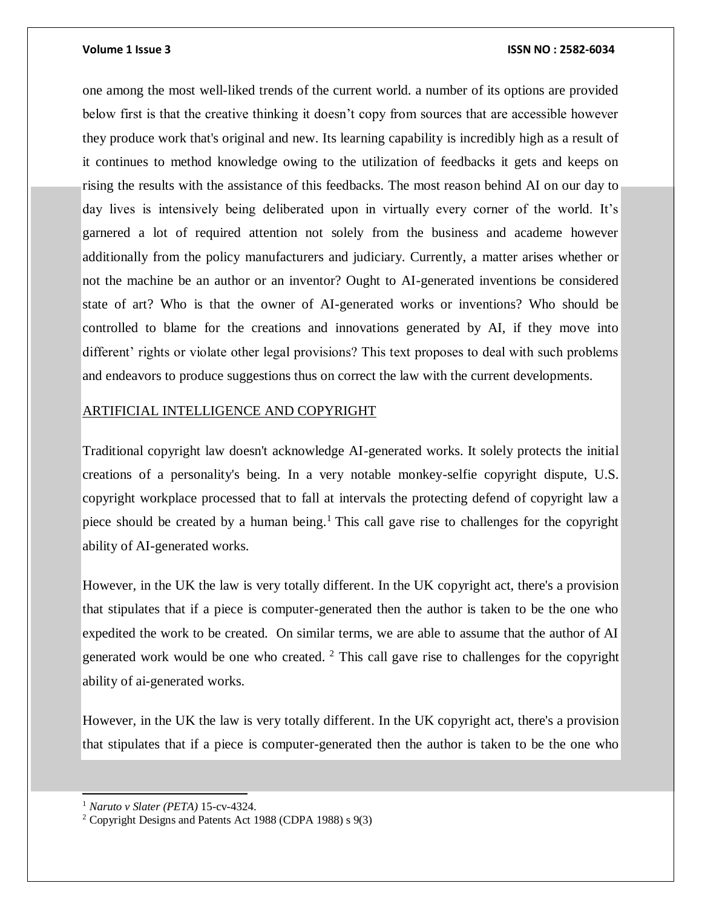one among the most well-liked trends of the current world. a number of its options are provided below first is that the creative thinking it doesn't copy from sources that are accessible however they produce work that's original and new. Its learning capability is incredibly high as a result of it continues to method knowledge owing to the utilization of feedbacks it gets and keeps on rising the results with the assistance of this feedbacks. The most reason behind AI on our day to day lives is intensively being deliberated upon in virtually every corner of the world. It's garnered a lot of required attention not solely from the business and academe however additionally from the policy manufacturers and judiciary. Currently, a matter arises whether or not the machine be an author or an inventor? Ought to AI-generated inventions be considered state of art? Who is that the owner of AI-generated works or inventions? Who should be controlled to blame for the creations and innovations generated by AI, if they move into different' rights or violate other legal provisions? This text proposes to deal with such problems and endeavors to produce suggestions thus on correct the law with the current developments.

## ARTIFICIAL INTELLIGENCE AND COPYRIGHT

Traditional copyright law doesn't acknowledge AI-generated works. It solely protects the initial creations of a personality's being. In a very notable monkey-selfie copyright dispute, U.S. copyright workplace processed that to fall at intervals the protecting defend of copyright law a piece should be created by a human being.[1] This call gave rise to challenges for the copyright ability of AI-generated works.

However, in the UK the law is very totally different. In the UK copyright act, there's a provision that stipulates that if a piece is computer-generated then the author is taken to be the one who expedited the work to be created. On similar terms, we are able to assume that the author of AI generated work would be one who created. [2] This call gave rise to challenges for the copyright ability of ai-generated works.

However, in the UK the law is very totally different. In the UK copyright act, there's a provision that stipulates that if a piece is computer-generated then the author is taken to be the one who

---

[1] *Naruto v Slater (PETA)* 15-cv-4324.

[2] Copyright Designs and Patents Act 1988 (CDPA 1988) s 9(3)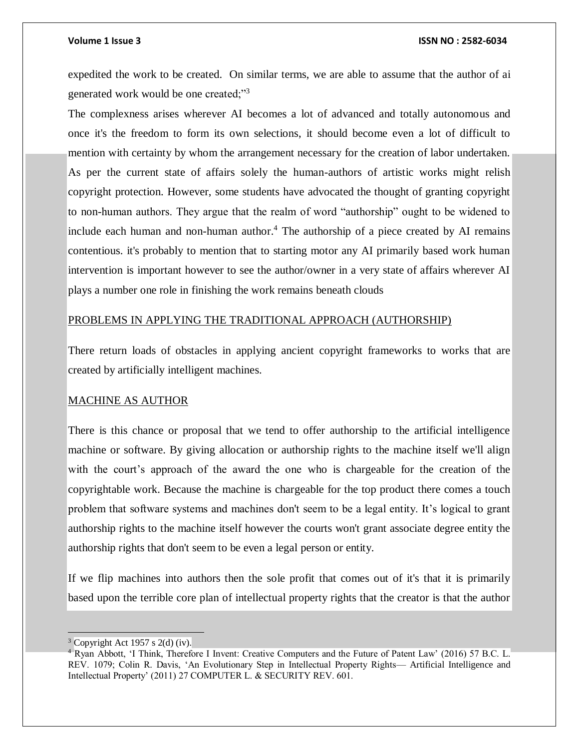expedited the work to be created. On similar terms, we are able to assume that the author of ai generated work would be one created;"[3]

The complexness arises wherever AI becomes a lot of advanced and totally autonomous and once it's the freedom to form its own selections, it should become even a lot of difficult to mention with certainty by whom the arrangement necessary for the creation of labor undertaken. As per the current state of affairs solely the human-authors of artistic works might relish copyright protection. However, some students have advocated the thought of granting copyright to non-human authors. They argue that the realm of word "authorship" ought to be widened to include each human and non-human author.[4] The authorship of a piece created by AI remains contentious. it's probably to mention that to starting motor any AI primarily based work human intervention is important however to see the author/owner in a very state of affairs wherever AI plays a number one role in finishing the work remains beneath clouds

## PROBLEMS IN APPLYING THE TRADITIONAL APPROACH (AUTHORSHIP)

There return loads of obstacles in applying ancient copyright frameworks to works that are created by artificially intelligent machines.

## MACHINE AS AUTHOR

There is this chance or proposal that we tend to offer authorship to the artificial intelligence machine or software. By giving allocation or authorship rights to the machine itself we'll align with the court's approach of the award the one who is chargeable for the creation of the copyrightable work. Because the machine is chargeable for the top product there comes a touch problem that software systems and machines don't seem to be a legal entity. It's logical to grant authorship rights to the machine itself however the courts won't grant associate degree entity the authorship rights that don't seem to be even a legal person or entity.

If we flip machines into authors then the sole profit that comes out of it's that it is primarily based upon the terrible core plan of intellectual property rights that the creator is that the author

---

[3] Copyright Act 1957 s 2(d) (iv).

[4] Ryan Abbott, 'I Think, Therefore I Invent: Creative Computers and the Future of Patent Law' (2016) 57 B.C. L. REV. 1079; Colin R. Davis, 'An Evolutionary Step in Intellectual Property Rights— Artificial Intelligence and Intellectual Property' (2011) 27 COMPUTER L. & SECURITY REV. 601.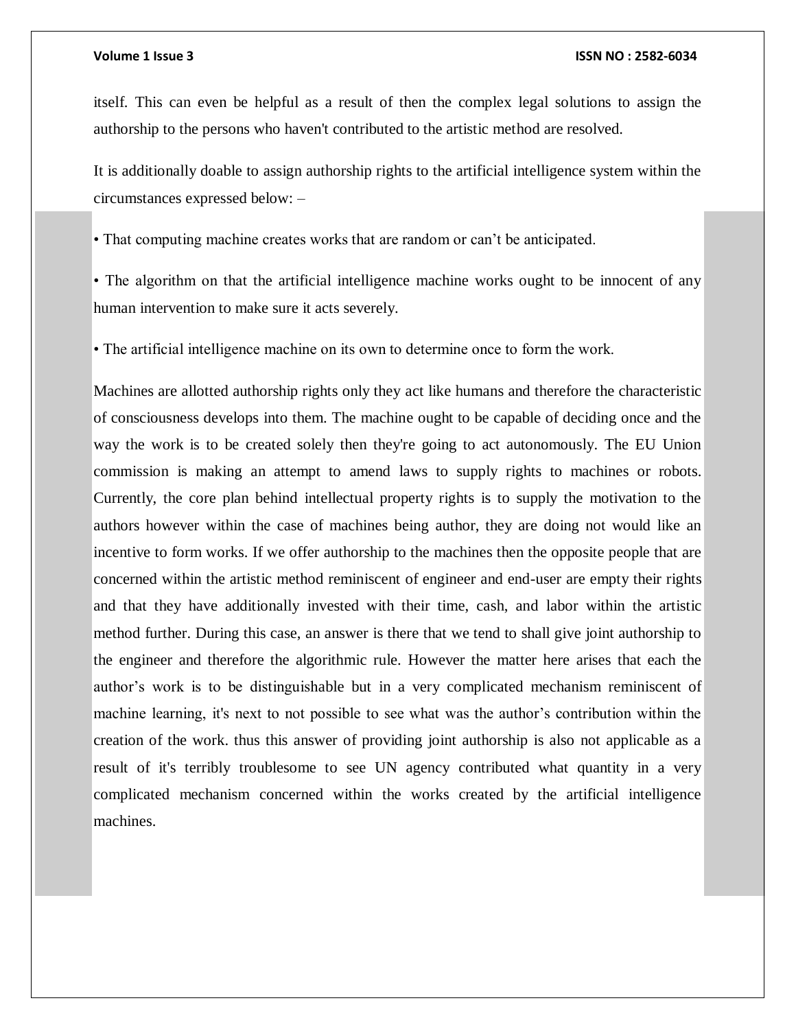itself. This can even be helpful as a result of then the complex legal solutions to assign the authorship to the persons who haven't contributed to the artistic method are resolved.

It is additionally doable to assign authorship rights to the artificial intelligence system within the circumstances expressed below: –

- That computing machine creates works that are random or can't be anticipated.
- The algorithm on that the artificial intelligence machine works ought to be innocent of any human intervention to make sure it acts severely.
- The artificial intelligence machine on its own to determine once to form the work.

Machines are allotted authorship rights only they act like humans and therefore the characteristic of consciousness develops into them. The machine ought to be capable of deciding once and the way the work is to be created solely then they're going to act autonomously. The EU Union commission is making an attempt to amend laws to supply rights to machines or robots. Currently, the core plan behind intellectual property rights is to supply the motivation to the authors however within the case of machines being author, they are doing not would like an incentive to form works. If we offer authorship to the machines then the opposite people that are concerned within the artistic method reminiscent of engineer and end-user are empty their rights and that they have additionally invested with their time, cash, and labor within the artistic method further. During this case, an answer is there that we tend to shall give joint authorship to the engineer and therefore the algorithmic rule. However the matter here arises that each the author's work is to be distinguishable but in a very complicated mechanism reminiscent of machine learning, it's next to not possible to see what was the author's contribution within the creation of the work. thus this answer of providing joint authorship is also not applicable as a result of it's terribly troublesome to see UN agency contributed what quantity in a very complicated mechanism concerned within the works created by the artificial intelligence machines.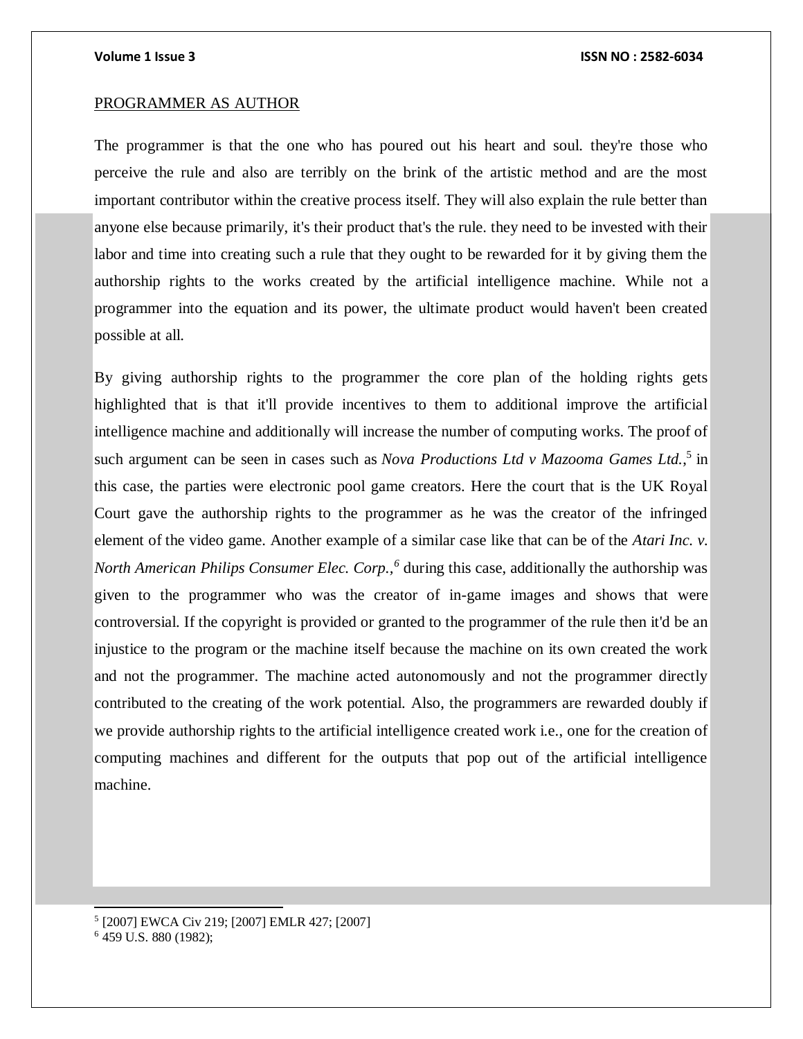## PROGRAMMER AS AUTHOR

The programmer is that the one who has poured out his heart and soul. they're those who perceive the rule and also are terribly on the brink of the artistic method and are the most important contributor within the creative process itself. They will also explain the rule better than anyone else because primarily, it's their product that's the rule. they need to be invested with their labor and time into creating such a rule that they ought to be rewarded for it by giving them the authorship rights to the works created by the artificial intelligence machine. While not a programmer into the equation and its power, the ultimate product would haven't been created possible at all.

By giving authorship rights to the programmer the core plan of the holding rights gets highlighted that is that it'll provide incentives to them to additional improve the artificial intelligence machine and additionally will increase the number of computing works. The proof of such argument can be seen in cases such as *Nova Productions Ltd v Mazooma Games Ltd.*,[5] in this case, the parties were electronic pool game creators. Here the court that is the UK Royal Court gave the authorship rights to the programmer as he was the creator of the infringed element of the video game. Another example of a similar case like that can be of the *Atari Inc. v. North American Philips Consumer Elec. Corp.,*[6] during this case, additionally the authorship was given to the programmer who was the creator of in-game images and shows that were controversial. If the copyright is provided or granted to the programmer of the rule then it'd be an injustice to the program or the machine itself because the machine on its own created the work and not the programmer. The machine acted autonomously and not the programmer directly contributed to the creating of the work potential. Also, the programmers are rewarded doubly if we provide authorship rights to the artificial intelligence created work i.e., one for the creation of computing machines and different for the outputs that pop out of the artificial intelligence machine.

---

[5] [2007] EWCA Civ 219; [2007] EMLR 427; [2007]

[6] 459 U.S. 880 (1982);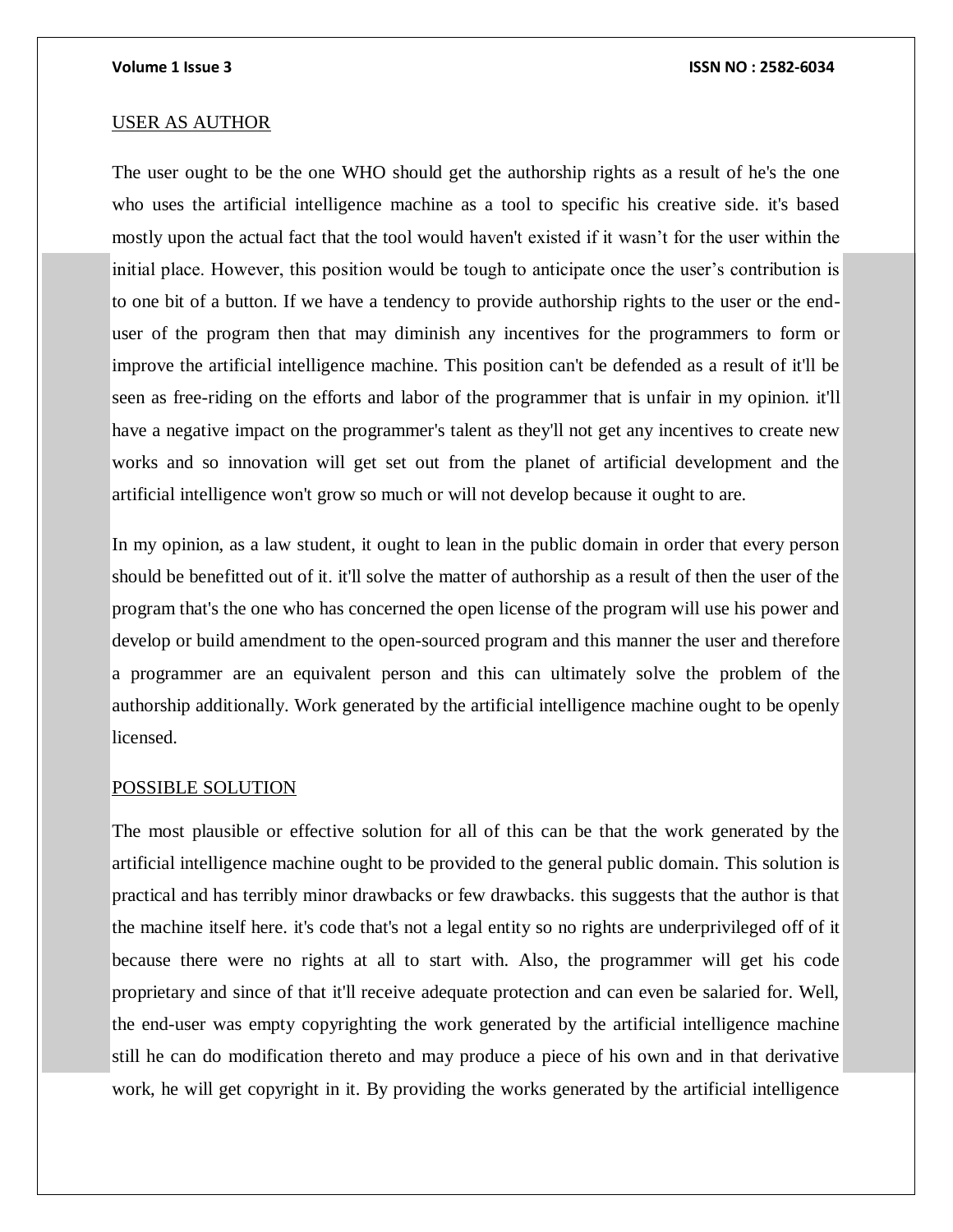USER AS AUTHOR

The user ought to be the one WHO should get the authorship rights as a result of he's the one who uses the artificial intelligence machine as a tool to specific his creative side. it's based mostly upon the actual fact that the tool would haven't existed if it wasn't for the user within the initial place. However, this position would be tough to anticipate once the user's contribution is to one bit of a button. If we have a tendency to provide authorship rights to the user or the end-user of the program then that may diminish any incentives for the programmers to form or improve the artificial intelligence machine. This position can't be defended as a result of it'll be seen as free-riding on the efforts and labor of the programmer that is unfair in my opinion. it'll have a negative impact on the programmer's talent as they'll not get any incentives to create new works and so innovation will get set out from the planet of artificial development and the artificial intelligence won't grow so much or will not develop because it ought to are.

In my opinion, as a law student, it ought to lean in the public domain in order that every person should be benefitted out of it. it'll solve the matter of authorship as a result of then the user of the program that's the one who has concerned the open license of the program will use his power and develop or build amendment to the open-sourced program and this manner the user and therefore a programmer are an equivalent person and this can ultimately solve the problem of the authorship additionally. Work generated by the artificial intelligence machine ought to be openly licensed.

POSSIBLE SOLUTION

The most plausible or effective solution for all of this can be that the work generated by the artificial intelligence machine ought to be provided to the general public domain. This solution is practical and has terribly minor drawbacks or few drawbacks. this suggests that the author is that the machine itself here. it's code that's not a legal entity so no rights are underprivileged off of it because there were no rights at all to start with. Also, the programmer will get his code proprietary and since of that it'll receive adequate protection and can even be salaried for. Well, the end-user was empty copyrighting the work generated by the artificial intelligence machine still he can do modification thereto and may produce a piece of his own and in that derivative work, he will get copyright in it. By providing the works generated by the artificial intelligence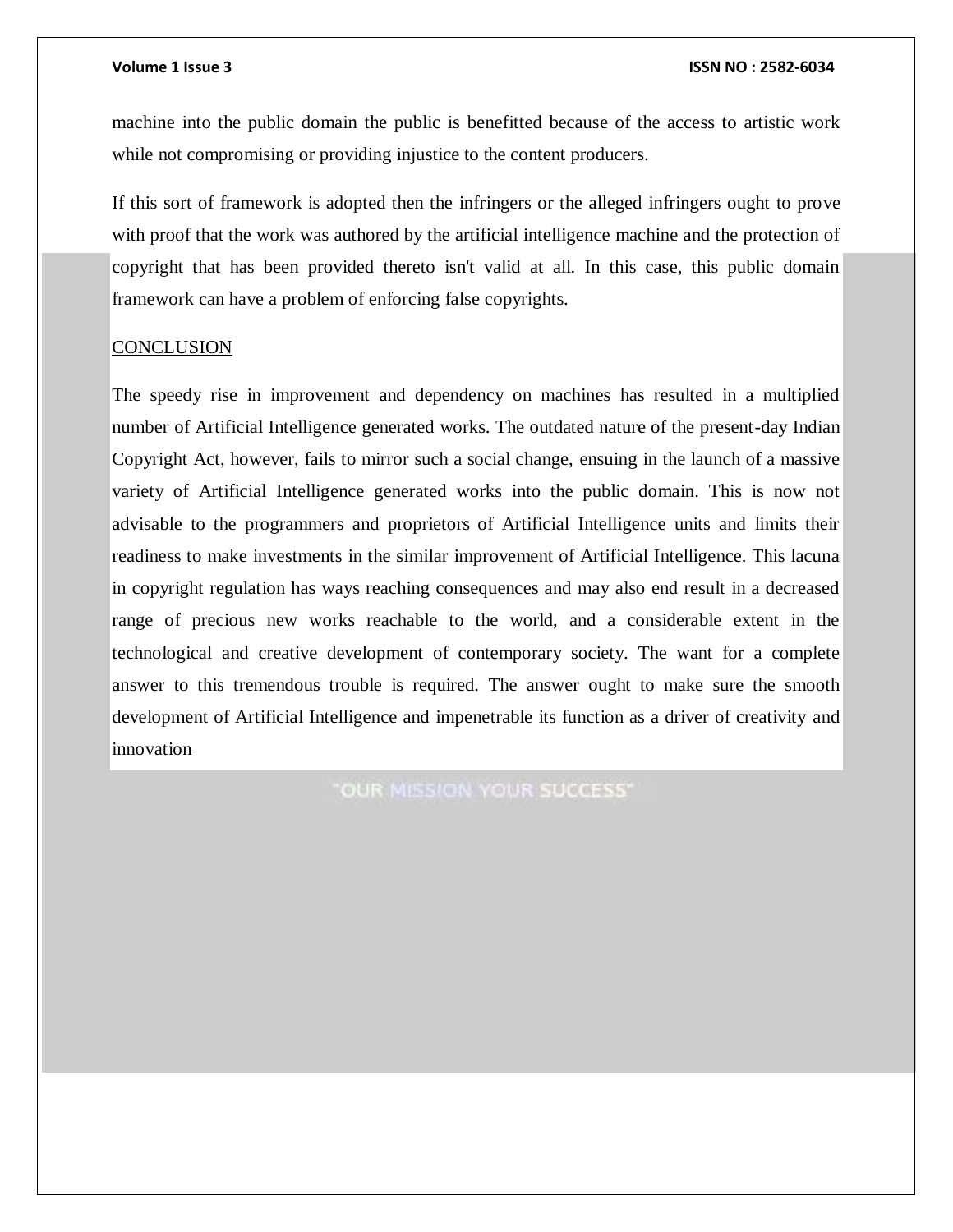machine into the public domain the public is benefitted because of the access to artistic work while not compromising or providing injustice to the content producers.

If this sort of framework is adopted then the infringers or the alleged infringers ought to prove with proof that the work was authored by the artificial intelligence machine and the protection of copyright that has been provided thereto isn't valid at all. In this case, this public domain framework can have a problem of enforcing false copyrights.

## CONCLUSION

The speedy rise in improvement and dependency on machines has resulted in a multiplied number of Artificial Intelligence generated works. The outdated nature of the present-day Indian Copyright Act, however, fails to mirror such a social change, ensuing in the launch of a massive variety of Artificial Intelligence generated works into the public domain. This is now not advisable to the programmers and proprietors of Artificial Intelligence units and limits their readiness to make investments in the similar improvement of Artificial Intelligence. This lacuna in copyright regulation has ways reaching consequences and may also end result in a decreased range of precious new works reachable to the world, and a considerable extent in the technological and creative development of contemporary society. The want for a complete answer to this tremendous trouble is required. The answer ought to make sure the smooth development of Artificial Intelligence and impenetrable its function as a driver of creativity and innovation